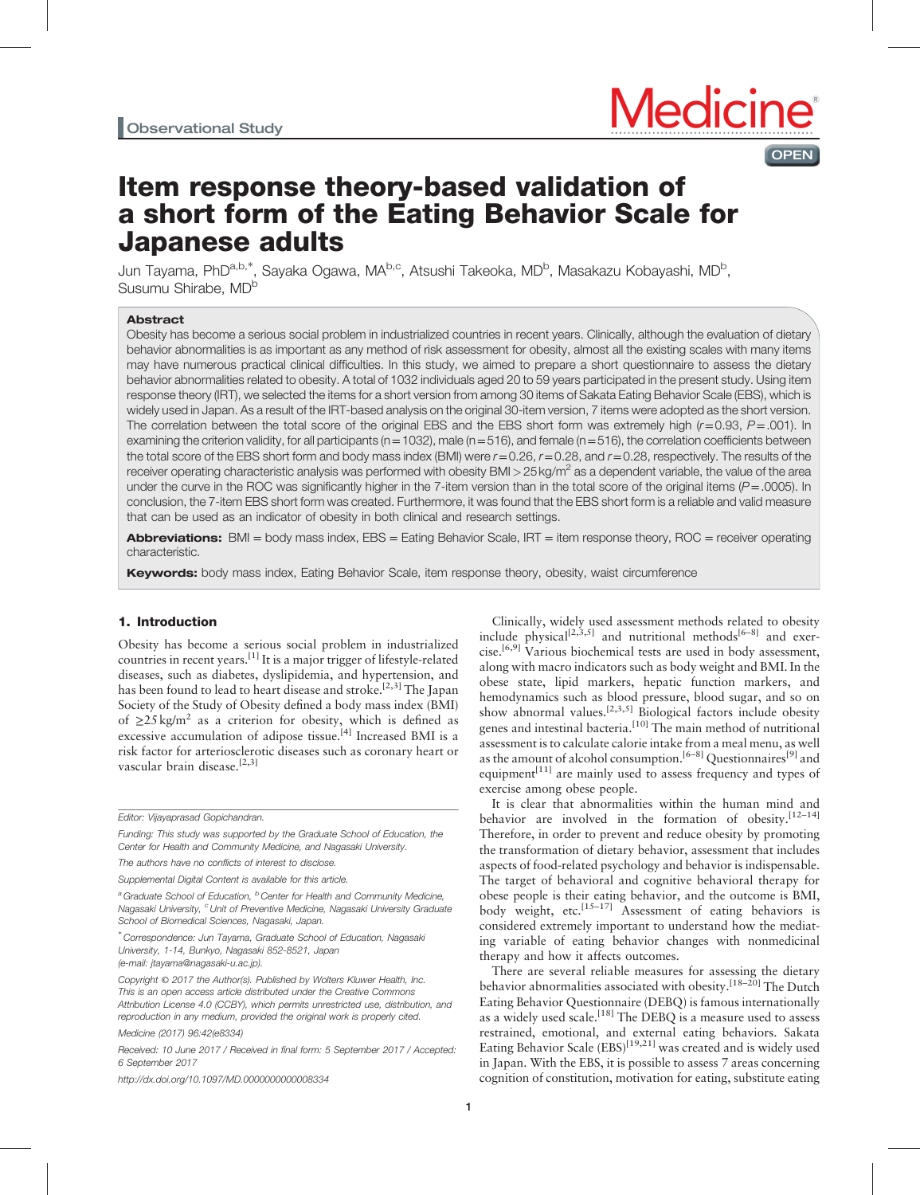Observational Study

# Item response theory-based validation of a short form of the Eating Behavior Scale for Japanese adults

Jun Tayama, PhD[a,b,*], Sayaka Ogawa, MA[b,c], Atsushi Takeoka, MD[b], Masakazu Kobayashi, MD[b], Susumu Shirabe, MD[b]

## Abstract

Obesity has become a serious social problem in industrialized countries in recent years. Clinically, although the evaluation of dietary behavior abnormalities is as important as any method of risk assessment for obesity, almost all the existing scales with many items may have numerous practical clinical difficulties. In this study, we aimed to prepare a short questionnaire to assess the dietary behavior abnormalities related to obesity. A total of 1032 individuals aged 20 to 59 years participated in the present study. Using item response theory (IRT), we selected the items for a short version from among 30 items of Sakata Eating Behavior Scale (EBS), which is widely used in Japan. As a result of the IRT-based analysis on the original 30-item version, 7 items were adopted as the short version. The correlation between the total score of the original EBS and the EBS short form was extremely high ($r=0.93$, $P=.001$). In examining the criterion validity, for all participants (n=1032), male (n=516), and female (n=516), the correlation coefficients between the total score of the EBS short form and body mass index (BMI) were $r=0.26$, $r=0.28$, and $r=0.28$, respectively. The results of the receiver operating characteristic analysis was performed with obesity BMI $>25\,\text{kg/m}^2$ as a dependent variable, the value of the area under the curve in the ROC was significantly higher in the 7-item version than in the total score of the original items ($P=.0005$). In conclusion, the 7-item EBS short form was created. Furthermore, it was found that the EBS short form is a reliable and valid measure that can be used as an indicator of obesity in both clinical and research settings.

**Abbreviations:** BMI = body mass index, EBS = Eating Behavior Scale, IRT = item response theory, ROC = receiver operating characteristic.

**Keywords:** body mass index, Eating Behavior Scale, item response theory, obesity, waist circumference

## 1. Introduction

Obesity has become a serious social problem in industrialized countries in recent years.[1] It is a major trigger of lifestyle-related diseases, such as diabetes, dyslipidemia, and hypertension, and has been found to lead to heart disease and stroke.[2,3] The Japan Society of the Study of Obesity defined a body mass index (BMI) of $\geq 25\,\text{kg/m}^2$ as a criterion for obesity, which is defined as excessive accumulation of adipose tissue.[4] Increased BMI is a risk factor for arteriosclerotic diseases such as coronary heart or vascular brain disease.[2,3]

Clinically, widely used assessment methods related to obesity include physical[2,3,5] and nutritional methods[6–8] and exercise.[6,9] Various biochemical tests are used in body assessment, along with macro indicators such as body weight and BMI. In the obese state, lipid markers, hepatic function markers, and hemodynamics such as blood pressure, blood sugar, and so on show abnormal values.[2,3,5] Biological factors include obesity genes and intestinal bacteria.[10] The main method of nutritional assessment is to calculate calorie intake from a meal menu, as well as the amount of alcohol consumption.[6–8] Questionnaires[9] and equipment[11] are mainly used to assess frequency and types of exercise among obese people.

It is clear that abnormalities within the human mind and behavior are involved in the formation of obesity.[12–14] Therefore, in order to prevent and reduce obesity by promoting the transformation of dietary behavior, assessment that includes aspects of food-related psychology and behavior is indispensable. The target of behavioral and cognitive behavioral therapy for obese people is their eating behavior, and the outcome is BMI, body weight, etc.[15–17] Assessment of eating behaviors is considered extremely important to understand how the mediating variable of eating behavior changes with nonmedicinal therapy and how it affects outcomes.

There are several reliable measures for assessing the dietary behavior abnormalities associated with obesity.[18–20] The Dutch Eating Behavior Questionnaire (DEBQ) is famous internationally as a widely used scale.[18] The DEBQ is a measure used to assess restrained, emotional, and external eating behaviors. Sakata Eating Behavior Scale (EBS)[19,21] was created and is widely used in Japan. With the EBS, it is possible to assess 7 areas concerning cognition of constitution, motivation for eating, substitute eating

---

Editor: Vijayaprasad Gopichandran.

Funding: This study was supported by the Graduate School of Education, the Center for Health and Community Medicine, and Nagasaki University.

The authors have no conflicts of interest to disclose.

Supplemental Digital Content is available for this article.

[a] Graduate School of Education, [b] Center for Health and Community Medicine, Nagasaki University, [c] Unit of Preventive Medicine, Nagasaki University Graduate School of Biomedical Sciences, Nagasaki, Japan.

[*] Correspondence: Jun Tayama, Graduate School of Education, Nagasaki University, 1-14, Bunkyo, Nagasaki 852-8521, Japan (e-mail: jtayama@nagasaki-u.ac.jp).

Copyright © 2017 the Author(s). Published by Wolters Kluwer Health, Inc. This is an open access article distributed under the Creative Commons Attribution License 4.0 (CCBY), which permits unrestricted use, distribution, and reproduction in any medium, provided the original work is properly cited.

Medicine (2017) 96:42(e8334)

Received: 10 June 2017 / Received in final form: 5 September 2017 / Accepted: 6 September 2017

http://dx.doi.org/10.1097/MD.0000000000008334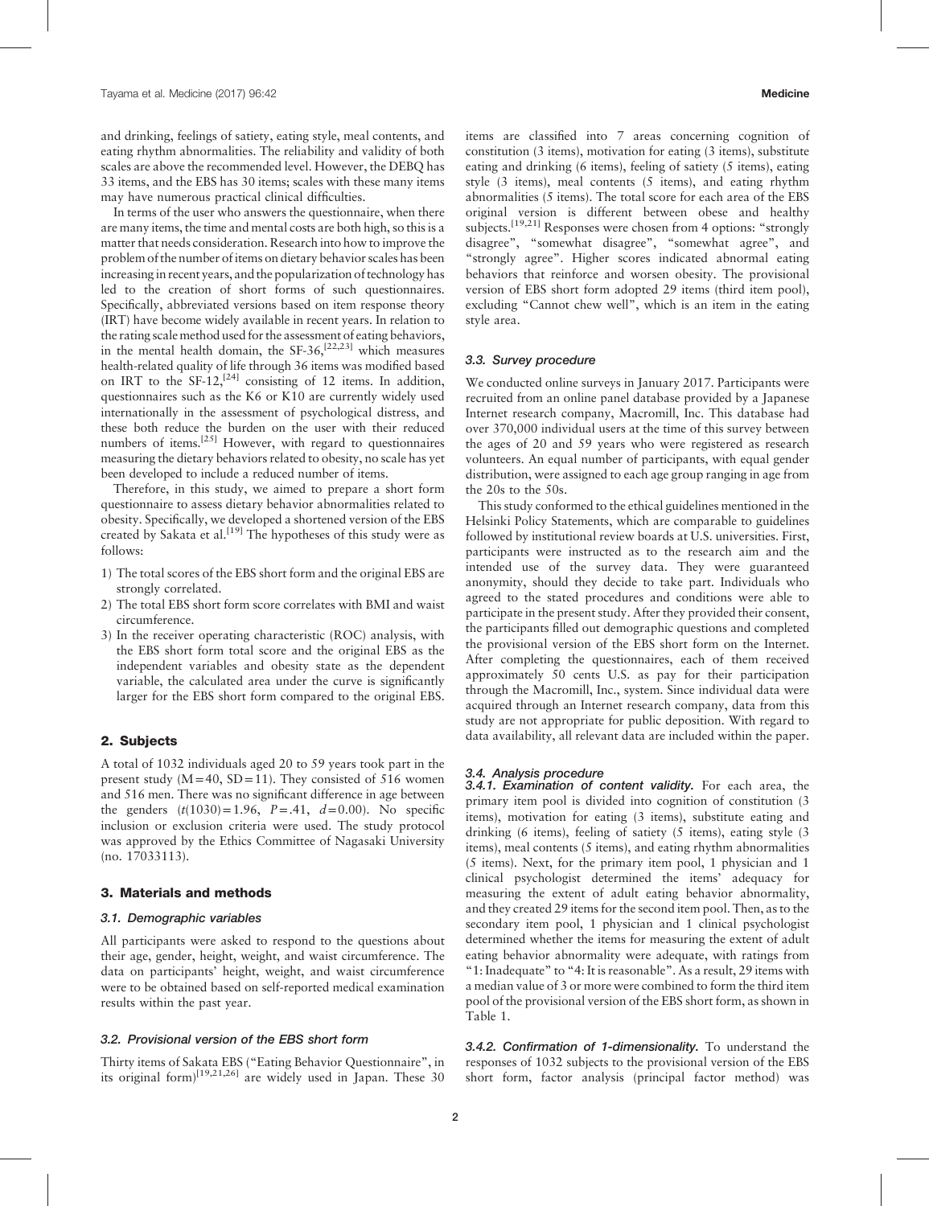and drinking, feelings of satiety, eating style, meal contents, and eating rhythm abnormalities. The reliability and validity of both scales are above the recommended level. However, the DEBQ has 33 items, and the EBS has 30 items; scales with these many items may have numerous practical clinical difficulties.

In terms of the user who answers the questionnaire, when there are many items, the time and mental costs are both high, so this is a matter that needs consideration. Research into how to improve the problem of the number of items on dietary behavior scales has been increasing in recent years, and the popularization of technology has led to the creation of short forms of such questionnaires. Specifically, abbreviated versions based on item response theory (IRT) have become widely available in recent years. In relation to the rating scale method used for the assessment of eating behaviors, in the mental health domain, the SF-36,[22,23] which measures health-related quality of life through 36 items was modified based on IRT to the SF-12,[24] consisting of 12 items. In addition, questionnaires such as the K6 or K10 are currently widely used internationally in the assessment of psychological distress, and these both reduce the burden on the user with their reduced numbers of items.[25] However, with regard to questionnaires measuring the dietary behaviors related to obesity, no scale has yet been developed to include a reduced number of items.

Therefore, in this study, we aimed to prepare a short form questionnaire to assess dietary behavior abnormalities related to obesity. Specifically, we developed a shortened version of the EBS created by Sakata et al.[19] The hypotheses of this study were as follows:

1) The total scores of the EBS short form and the original EBS are strongly correlated.
2) The total EBS short form score correlates with BMI and waist circumference.
3) In the receiver operating characteristic (ROC) analysis, with the EBS short form total score and the original EBS as the independent variables and obesity state as the dependent variable, the calculated area under the curve is significantly larger for the EBS short form compared to the original EBS.

## 2. Subjects

A total of 1032 individuals aged 20 to 59 years took part in the present study ($M=40$, $SD=11$). They consisted of 516 women and 516 men. There was no significant difference in age between the genders ($t(1030)=1.96$, $P=.41$, $d=0.00$). No specific inclusion or exclusion criteria were used. The study protocol was approved by the Ethics Committee of Nagasaki University (no. 17033113).

## 3. Materials and methods

### 3.1. Demographic variables

All participants were asked to respond to the questions about their age, gender, height, weight, and waist circumference. The data on participants' height, weight, and waist circumference were to be obtained based on self-reported medical examination results within the past year.

### 3.2. Provisional version of the EBS short form

Thirty items of Sakata EBS ("Eating Behavior Questionnaire", in its original form)[19,21,26] are widely used in Japan. These 30 items are classified into 7 areas concerning cognition of constitution (3 items), motivation for eating (3 items), substitute eating and drinking (6 items), feeling of satiety (5 items), eating style (3 items), meal contents (5 items), and eating rhythm abnormalities (5 items). The total score for each area of the EBS original version is different between obese and healthy subjects.[19,21] Responses were chosen from 4 options: "strongly disagree", "somewhat disagree", "somewhat agree", and "strongly agree". Higher scores indicated abnormal eating behaviors that reinforce and worsen obesity. The provisional version of EBS short form adopted 29 items (third item pool), excluding "Cannot chew well", which is an item in the eating style area.

### 3.3. Survey procedure

We conducted online surveys in January 2017. Participants were recruited from an online panel database provided by a Japanese Internet research company, Macromill, Inc. This database had over 370,000 individual users at the time of this survey between the ages of 20 and 59 years who were registered as research volunteers. An equal number of participants, with equal gender distribution, were assigned to each age group ranging in age from the 20s to the 50s.

This study conformed to the ethical guidelines mentioned in the Helsinki Policy Statements, which are comparable to guidelines followed by institutional review boards at U.S. universities. First, participants were instructed as to the research aim and the intended use of the survey data. They were guaranteed anonymity, should they decide to take part. Individuals who agreed to the stated procedures and conditions were able to participate in the present study. After they provided their consent, the participants filled out demographic questions and completed the provisional version of the EBS short form on the Internet. After completing the questionnaires, each of them received approximately 50 cents U.S. as pay for their participation through the Macromill, Inc., system. Since individual data were acquired through an Internet research company, data from this study are not appropriate for public deposition. With regard to data availability, all relevant data are included within the paper.

### 3.4. Analysis procedure

#### 3.4.1. Examination of content validity.

For each area, the primary item pool is divided into cognition of constitution (3 items), motivation for eating (3 items), substitute eating and drinking (6 items), feeling of satiety (5 items), eating style (3 items), meal contents (5 items), and eating rhythm abnormalities (5 items). Next, for the primary item pool, 1 physician and 1 clinical psychologist determined the items' adequacy for measuring the extent of adult eating behavior abnormality, and they created 29 items for the second item pool. Then, as to the secondary item pool, 1 physician and 1 clinical psychologist determined whether the items for measuring the extent of adult eating behavior abnormality were adequate, with ratings from "1: Inadequate" to "4: It is reasonable". As a result, 29 items with a median value of 3 or more were combined to form the third item pool of the provisional version of the EBS short form, as shown in Table 1.

#### 3.4.2. Confirmation of 1-dimensionality.

To understand the responses of 1032 subjects to the provisional version of the EBS short form, factor analysis (principal factor method) was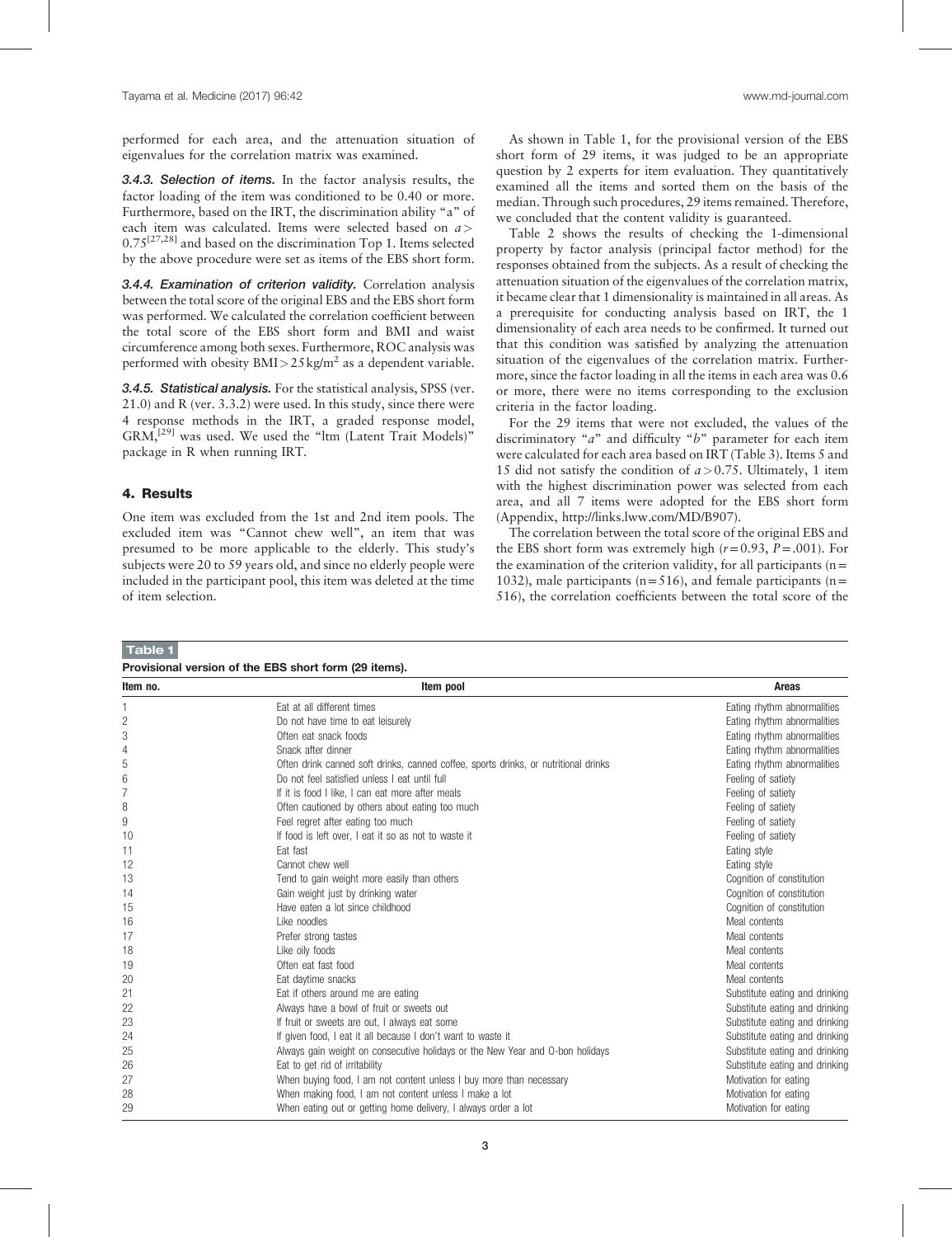performed for each area, and the attenuation situation of eigenvalues for the correlation matrix was examined.

#### *3.4.3. Selection of items.*

In the factor analysis results, the factor loading of the item was conditioned to be 0.40 or more. Furthermore, based on the IRT, the discrimination ability "a" of each item was calculated. Items were selected based on $a > 0.75$[27,28] and based on the discrimination Top 1. Items selected by the above procedure were set as items of the EBS short form.

#### *3.4.4. Examination of criterion validity.*

Correlation analysis between the total score of the original EBS and the EBS short form was performed. We calculated the correlation coefficient between the total score of the EBS short form and BMI and waist circumference among both sexes. Furthermore, ROC analysis was performed with obesity $BMI > 25\,kg/m^2$ as a dependent variable.

#### *3.4.5. Statistical analysis.*

For the statistical analysis, SPSS (ver. 21.0) and R (ver. 3.3.2) were used. In this study, since there were 4 response methods in the IRT, a graded response model, GRM,[29] was used. We used the "ltm (Latent Trait Models)" package in R when running IRT.

## 4. Results

One item was excluded from the 1st and 2nd item pools. The excluded item was "Cannot chew well", an item that was presumed to be more applicable to the elderly. This study's subjects were 20 to 59 years old, and since no elderly people were included in the participant pool, this item was deleted at the time of item selection.

As shown in Table 1, for the provisional version of the EBS short form of 29 items, it was judged to be an appropriate question by 2 experts for item evaluation. They quantitatively examined all the items and sorted them on the basis of the median. Through such procedures, 29 items remained. Therefore, we concluded that the content validity is guaranteed.

Table 2 shows the results of checking the 1-dimensional property by factor analysis (principal factor method) for the responses obtained from the subjects. As a result of checking the attenuation situation of the eigenvalues of the correlation matrix, it became clear that 1 dimensionality is maintained in all areas. As a prerequisite for conducting analysis based on IRT, the 1 dimensionality of each area needs to be confirmed. It turned out that this condition was satisfied by analyzing the attenuation situation of the eigenvalues of the correlation matrix. Furthermore, since the factor loading in all the items in each area was 0.6 or more, there were no items corresponding to the exclusion criteria in the factor loading.

For the 29 items that were not excluded, the values of the discriminatory "$a$" and difficulty "$b$" parameter for each item were calculated for each area based on IRT (Table 3). Items 5 and 15 did not satisfy the condition of $a > 0.75$. Ultimately, 1 item with the highest discrimination power was selected from each area, and all 7 items were adopted for the EBS short form (Appendix, http://links.lww.com/MD/B907).

The correlation between the total score of the original EBS and the EBS short form was extremely high ($r = 0.93$, $P = .001$). For the examination of the criterion validity, for all participants ($n = 1032$), male participants ($n = 516$), and female participants ($n = 516$), the correlation coefficients between the total score of the

**Table 1**

**Provisional version of the EBS short form (29 items).**

| Item no. | Item pool | Areas |
|---|---|---|
| 1 | Eat at all different times | Eating rhythm abnormalities |
| 2 | Do not have time to eat leisurely | Eating rhythm abnormalities |
| 3 | Often eat snack foods | Eating rhythm abnormalities |
| 4 | Snack after dinner | Eating rhythm abnormalities |
| 5 | Often drink canned soft drinks, canned coffee, sports drinks, or nutritional drinks | Eating rhythm abnormalities |
| 6 | Do not feel satisfied unless I eat until full | Feeling of satiety |
| 7 | If it is food I like, I can eat more after meals | Feeling of satiety |
| 8 | Often cautioned by others about eating too much | Feeling of satiety |
| 9 | Feel regret after eating too much | Feeling of satiety |
| 10 | If food is left over, I eat it so as not to waste it | Feeling of satiety |
| 11 | Eat fast | Eating style |
| 12 | Cannot chew well | Eating style |
| 13 | Tend to gain weight more easily than others | Cognition of constitution |
| 14 | Gain weight just by drinking water | Cognition of constitution |
| 15 | Have eaten a lot since childhood | Cognition of constitution |
| 16 | Like noodles | Meal contents |
| 17 | Prefer strong tastes | Meal contents |
| 18 | Like oily foods | Meal contents |
| 19 | Often eat fast food | Meal contents |
| 20 | Eat daytime snacks | Meal contents |
| 21 | Eat if others around me are eating | Substitute eating and drinking |
| 22 | Always have a bowl of fruit or sweets out | Substitute eating and drinking |
| 23 | If fruit or sweets are out, I always eat some | Substitute eating and drinking |
| 24 | If given food, I eat it all because I don't want to waste it | Substitute eating and drinking |
| 25 | Always gain weight on consecutive holidays or the New Year and O-bon holidays | Substitute eating and drinking |
| 26 | Eat to get rid of irritability | Substitute eating and drinking |
| 27 | When buying food, I am not content unless I buy more than necessary | Motivation for eating |
| 28 | When making food, I am not content unless I make a lot | Motivation for eating |
| 29 | When eating out or getting home delivery, I always order a lot | Motivation for eating |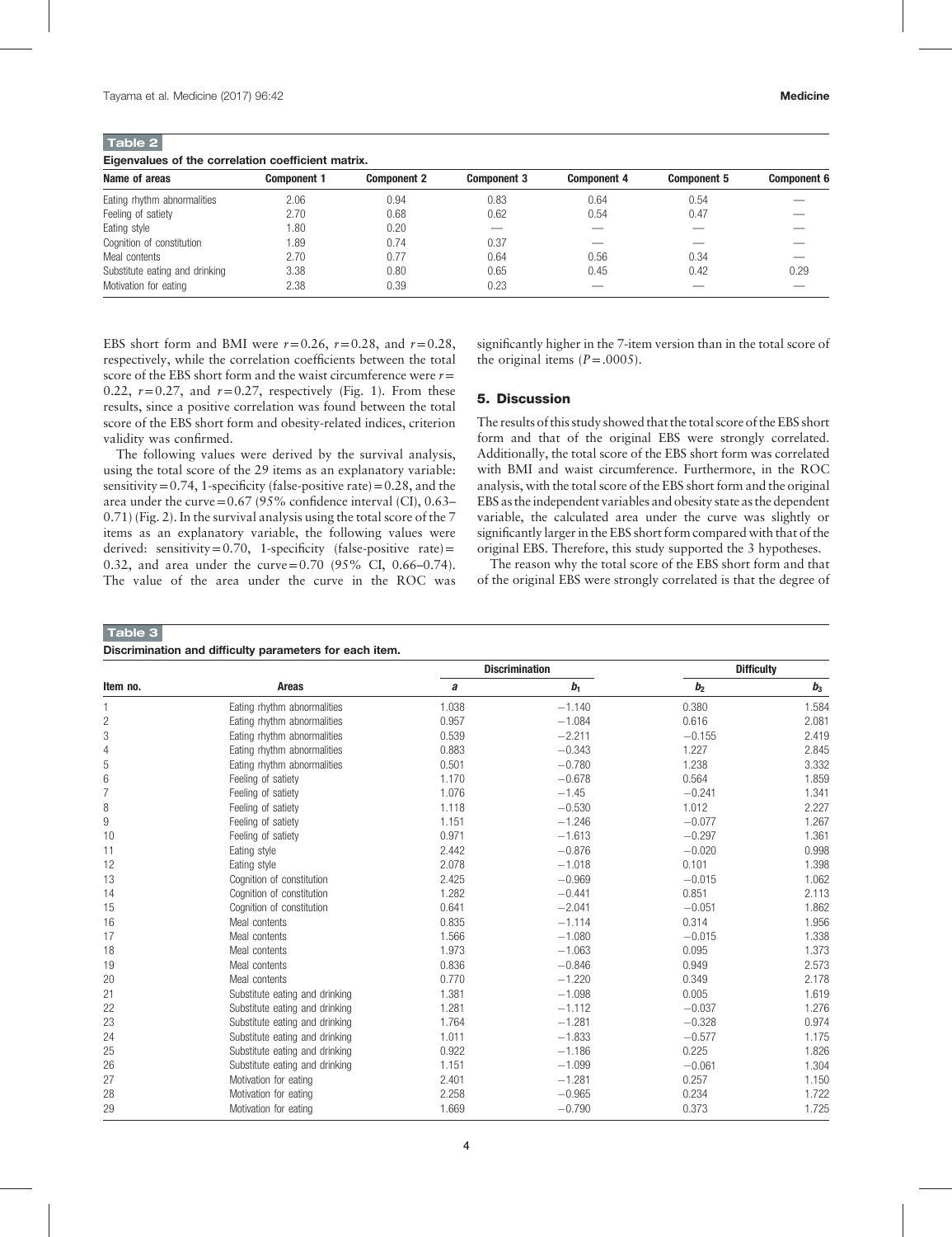**Table 2**

**Eigenvalues of the correlation coefficient matrix.**

| Name of areas | Component 1 | Component 2 | Component 3 | Component 4 | Component 5 | Component 6 |
|---|---|---|---|---|---|---|
| Eating rhythm abnormalities | 2.06 | 0.94 | 0.83 | 0.64 | 0.54 | — |
| Feeling of satiety | 2.70 | 0.68 | 0.62 | 0.54 | 0.47 | — |
| Eating style | 1.80 | 0.20 | — | — | — | — |
| Cognition of constitution | 1.89 | 0.74 | 0.37 | — | — | — |
| Meal contents | 2.70 | 0.77 | 0.64 | 0.56 | 0.34 | — |
| Substitute eating and drinking | 3.38 | 0.80 | 0.65 | 0.45 | 0.42 | 0.29 |
| Motivation for eating | 2.38 | 0.39 | 0.23 | — | — | — |

EBS short form and BMI were $r=0.26$, $r=0.28$, and $r=0.28$, respectively, while the correlation coefficients between the total score of the EBS short form and the waist circumference were $r=0.22$, $r=0.27$, and $r=0.27$, respectively (Fig. 1). From these results, since a positive correlation was found between the total score of the EBS short form and obesity-related indices, criterion validity was confirmed.

The following values were derived by the survival analysis, using the total score of the 29 items as an explanatory variable: sensitivity = 0.74, 1-specificity (false-positive rate) = 0.28, and the area under the curve = 0.67 (95% confidence interval (CI), 0.63–0.71) (Fig. 2). In the survival analysis using the total score of the 7 items as an explanatory variable, the following values were derived: sensitivity = 0.70, 1-specificity (false-positive rate) = 0.32, and area under the curve = 0.70 (95% CI, 0.66–0.74). The value of the area under the curve in the ROC was significantly higher in the 7-item version than in the total score of the original items ($P=.0005$).

## 5. Discussion

The results of this study showed that the total score of the EBS short form and that of the original EBS were strongly correlated. Additionally, the total score of the EBS short form was correlated with BMI and waist circumference. Furthermore, in the ROC analysis, with the total score of the EBS short form and the original EBS as the independent variables and obesity state as the dependent variable, the calculated area under the curve was slightly or significantly larger in the EBS short form compared with that of the original EBS. Therefore, this study supported the 3 hypotheses.

The reason why the total score of the EBS short form and that of the original EBS were strongly correlated is that the degree of

**Table 3**

**Discrimination and difficulty parameters for each item.**

| Item no. | Areas | Discrimination | | Difficulty | |
|---|---|---|---|---|---|
| | | $a$ | $b_1$ | $b_2$ | $b_3$ |
| 1 | Eating rhythm abnormalities | 1.038 | −1.140 | 0.380 | 1.584 |
| 2 | Eating rhythm abnormalities | 0.957 | −1.084 | 0.616 | 2.081 |
| 3 | Eating rhythm abnormalities | 0.539 | −2.211 | −0.155 | 2.419 |
| 4 | Eating rhythm abnormalities | 0.883 | −0.343 | 1.227 | 2.845 |
| 5 | Eating rhythm abnormalities | 0.501 | −0.780 | 1.238 | 3.332 |
| 6 | Feeling of satiety | 1.170 | −0.678 | 0.564 | 1.859 |
| 7 | Feeling of satiety | 1.076 | −1.45 | −0.241 | 1.341 |
| 8 | Feeling of satiety | 1.118 | −0.530 | 1.012 | 2.227 |
| 9 | Feeling of satiety | 1.151 | −1.246 | −0.077 | 1.267 |
| 10 | Feeling of satiety | 0.971 | −1.613 | −0.297 | 1.361 |
| 11 | Eating style | 2.442 | −0.876 | −0.020 | 0.998 |
| 12 | Eating style | 2.078 | −1.018 | 0.101 | 1.398 |
| 13 | Cognition of constitution | 2.425 | −0.969 | −0.015 | 1.062 |
| 14 | Cognition of constitution | 1.282 | −0.441 | 0.851 | 2.113 |
| 15 | Cognition of constitution | 0.641 | −2.041 | −0.051 | 1.862 |
| 16 | Meal contents | 0.835 | −1.114 | 0.314 | 1.956 |
| 17 | Meal contents | 1.566 | −1.080 | −0.015 | 1.338 |
| 18 | Meal contents | 1.973 | −1.063 | 0.095 | 1.373 |
| 19 | Meal contents | 0.836 | −0.846 | 0.949 | 2.573 |
| 20 | Meal contents | 0.770 | −1.220 | 0.349 | 2.178 |
| 21 | Substitute eating and drinking | 1.381 | −1.098 | 0.005 | 1.619 |
| 22 | Substitute eating and drinking | 1.281 | −1.112 | −0.037 | 1.276 |
| 23 | Substitute eating and drinking | 1.764 | −1.281 | −0.328 | 0.974 |
| 24 | Substitute eating and drinking | 1.011 | −1.833 | −0.577 | 1.175 |
| 25 | Substitute eating and drinking | 0.922 | −1.186 | 0.225 | 1.826 |
| 26 | Substitute eating and drinking | 1.151 | −1.099 | −0.061 | 1.304 |
| 27 | Motivation for eating | 2.401 | −1.281 | 0.257 | 1.150 |
| 28 | Motivation for eating | 2.258 | −0.965 | 0.234 | 1.722 |
| 29 | Motivation for eating | 1.669 | −0.790 | 0.373 | 1.725 |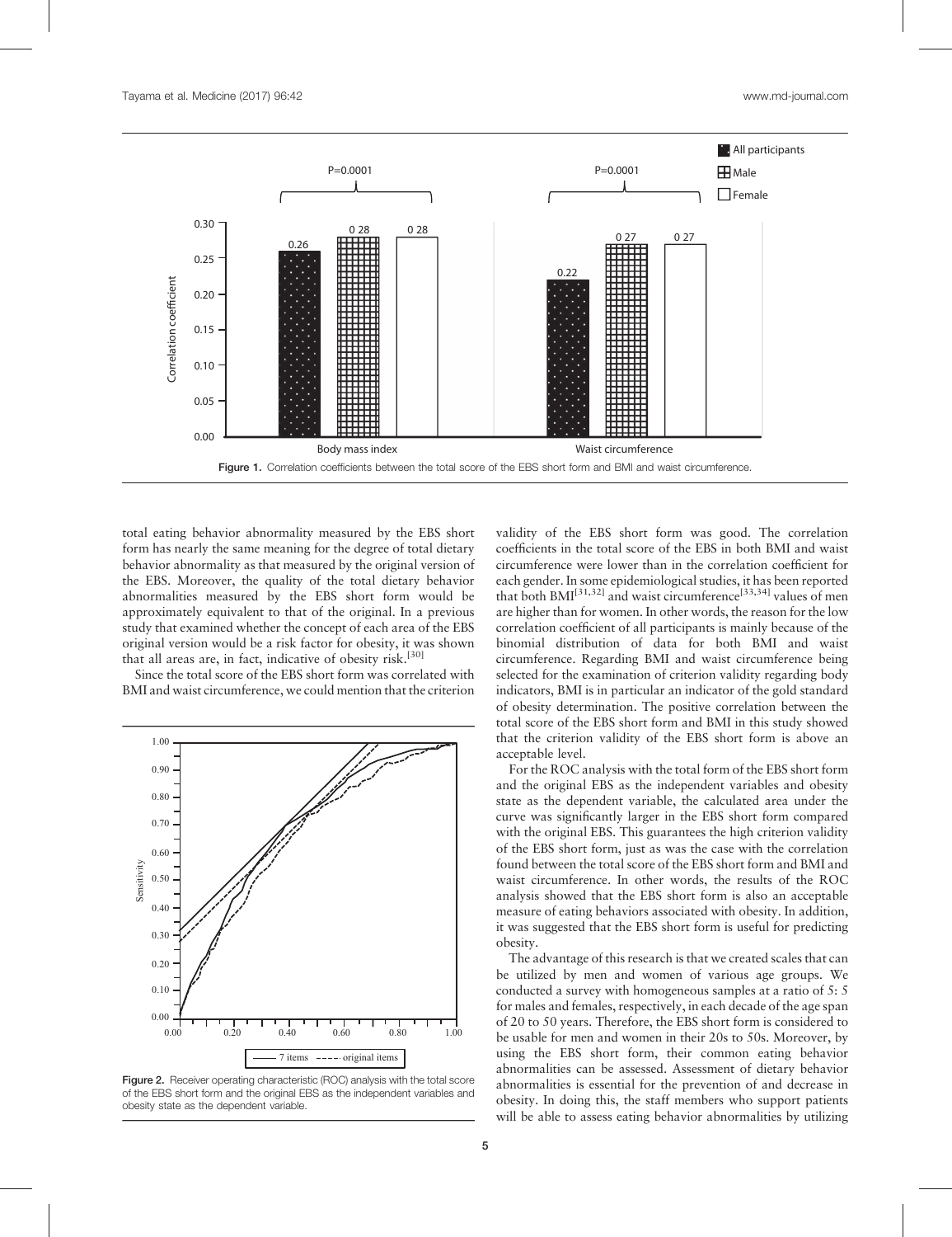Figure 1. Correlation coefficients between the total score of the EBS short form and BMI and waist circumference.

total eating behavior abnormality measured by the EBS short form has nearly the same meaning for the degree of total dietary behavior abnormality as that measured by the original version of the EBS. Moreover, the quality of the total dietary behavior abnormalities measured by the EBS short form would be approximately equivalent to that of the original. In a previous study that examined whether the concept of each area of the EBS original version would be a risk factor for obesity, it was shown that all areas are, in fact, indicative of obesity risk.[30]

Since the total score of the EBS short form was correlated with BMI and waist circumference, we could mention that the criterion validity of the EBS short form was good. The correlation coefficients in the total score of the EBS in both BMI and waist circumference were lower than in the correlation coefficient for each gender. In some epidemiological studies, it has been reported that both BMI[31,32] and waist circumference[33,34] values of men are higher than for women. In other words, the reason for the low correlation coefficient of all participants is mainly because of the binomial distribution of data for both BMI and waist circumference. Regarding BMI and waist circumference being selected for the examination of criterion validity regarding body indicators, BMI is in particular an indicator of the gold standard of obesity determination. The positive correlation between the total score of the EBS short form and BMI in this study showed that the criterion validity of the EBS short form is above an acceptable level.

Figure 2. Receiver operating characteristic (ROC) analysis with the total score of the EBS short form and the original EBS as the independent variables and obesity state as the dependent variable.

For the ROC analysis with the total form of the EBS short form and the original EBS as the independent variables and obesity state as the dependent variable, the calculated area under the curve was significantly larger in the EBS short form compared with the original EBS. This guarantees the high criterion validity of the EBS short form, just as was the case with the correlation found between the total score of the EBS short form and BMI and waist circumference. In other words, the results of the ROC analysis showed that the EBS short form is also an acceptable measure of eating behaviors associated with obesity. In addition, it was suggested that the EBS short form is useful for predicting obesity.

The advantage of this research is that we created scales that can be utilized by men and women of various age groups. We conducted a survey with homogeneous samples at a ratio of 5: 5 for males and females, respectively, in each decade of the age span of 20 to 50 years. Therefore, the EBS short form is considered to be usable for men and women in their 20s to 50s. Moreover, by using the EBS short form, their common eating behavior abnormalities can be assessed. Assessment of dietary behavior abnormalities is essential for the prevention of and decrease in obesity. In doing this, the staff members who support patients will be able to assess eating behavior abnormalities by utilizing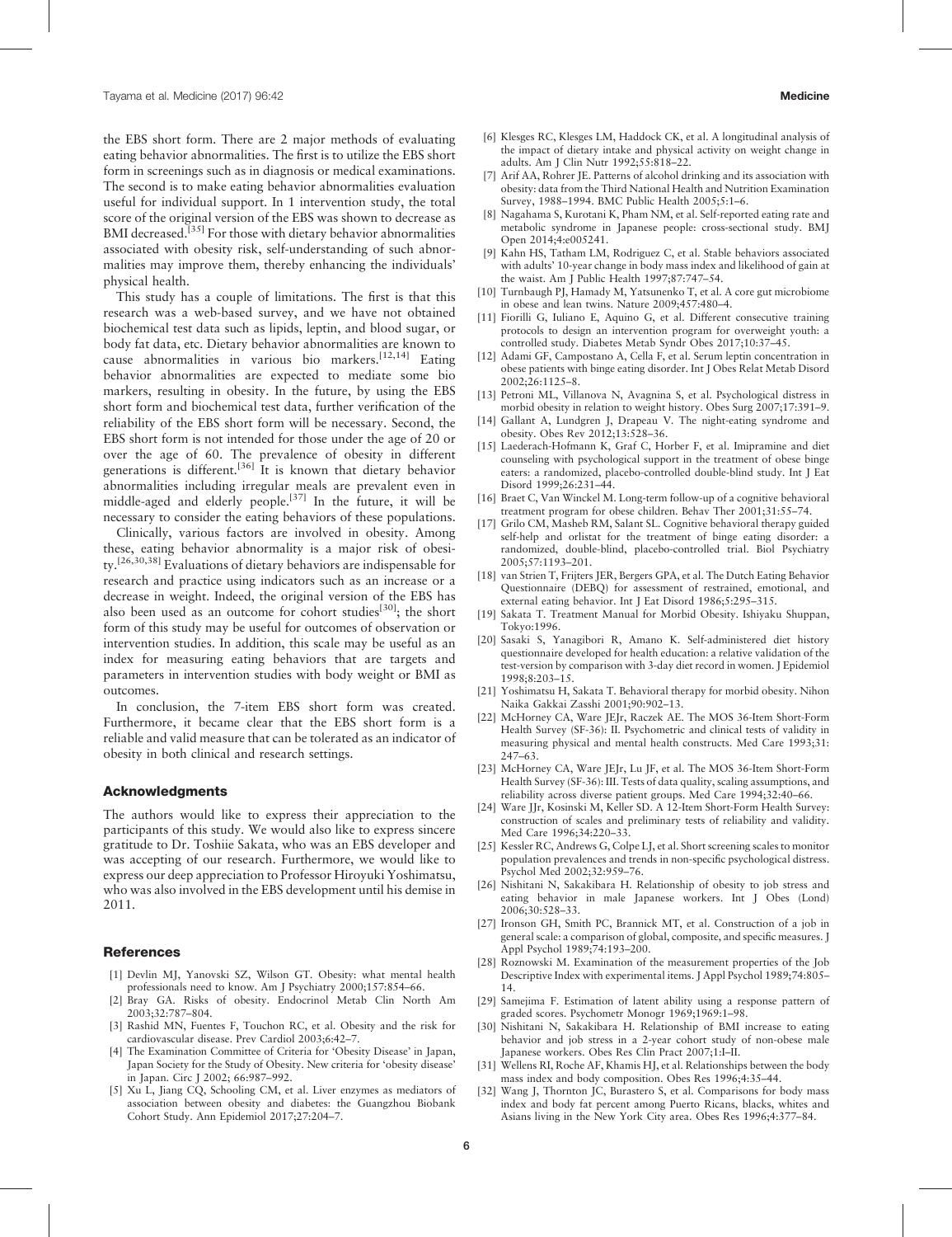the EBS short form. There are 2 major methods of evaluating eating behavior abnormalities. The first is to utilize the EBS short form in screenings such as in diagnosis or medical examinations. The second is to make eating behavior abnormalities evaluation useful for individual support. In 1 intervention study, the total score of the original version of the EBS was shown to decrease as BMI decreased.[35] For those with dietary behavior abnormalities associated with obesity risk, self-understanding of such abnormalities may improve them, thereby enhancing the individuals' physical health.

This study has a couple of limitations. The first is that this research was a web-based survey, and we have not obtained biochemical test data such as lipids, leptin, and blood sugar, or body fat data, etc. Dietary behavior abnormalities are known to cause abnormalities in various bio markers.[12,14] Eating behavior abnormalities are expected to mediate some bio markers, resulting in obesity. In the future, by using the EBS short form and biochemical test data, further verification of the reliability of the EBS short form will be necessary. Second, the EBS short form is not intended for those under the age of 20 or over the age of 60. The prevalence of obesity in different generations is different.[36] It is known that dietary behavior abnormalities including irregular meals are prevalent even in middle-aged and elderly people.[37] In the future, it will be necessary to consider the eating behaviors of these populations.

Clinically, various factors are involved in obesity. Among these, eating behavior abnormality is a major risk of obesity.[26,30,38] Evaluations of dietary behaviors are indispensable for research and practice using indicators such as an increase or a decrease in weight. Indeed, the original version of the EBS has also been used as an outcome for cohort studies[30]; the short form of this study may be useful for outcomes of observation or intervention studies. In addition, this scale may be useful as an index for measuring eating behaviors that are targets and parameters in intervention studies with body weight or BMI as outcomes.

In conclusion, the 7-item EBS short form was created. Furthermore, it became clear that the EBS short form is a reliable and valid measure that can be tolerated as an indicator of obesity in both clinical and research settings.

## Acknowledgments

The authors would like to express their appreciation to the participants of this study. We would also like to express sincere gratitude to Dr. Toshiie Sakata, who was an EBS developer and was accepting of our research. Furthermore, we would like to express our deep appreciation to Professor Hiroyuki Yoshimatsu, who was also involved in the EBS development until his demise in 2011.

## References

[1] Devlin MJ, Yanovski SZ, Wilson GT. Obesity: what mental health professionals need to know. Am J Psychiatry 2000;157:854–66.

[2] Bray GA. Risks of obesity. Endocrinol Metab Clin North Am 2003;32:787–804.

[3] Rashid MN, Fuentes F, Touchon RC, et al. Obesity and the risk for cardiovascular disease. Prev Cardiol 2003;6:42–7.

[4] The Examination Committee of Criteria for 'Obesity Disease' in Japan, Japan Society for the Study of Obesity. New criteria for 'obesity disease' in Japan. Circ J 2002; 66:987–992.

[5] Xu L, Jiang CQ, Schooling CM, et al. Liver enzymes as mediators of association between obesity and diabetes: the Guangzhou Biobank Cohort Study. Ann Epidemiol 2017;27:204–7.

[6] Klesges RC, Klesges LM, Haddock CK, et al. A longitudinal analysis of the impact of dietary intake and physical activity on weight change in adults. Am J Clin Nutr 1992;55:818–22.

[7] Arif AA, Rohrer JE. Patterns of alcohol drinking and its association with obesity: data from the Third National Health and Nutrition Examination Survey, 1988–1994. BMC Public Health 2005;5:1–6.

[8] Nagahama S, Kurotani K, Pham NM, et al. Self-reported eating rate and metabolic syndrome in Japanese people: cross-sectional study. BMJ Open 2014;4:e005241.

[9] Kahn HS, Tatham LM, Rodriguez C, et al. Stable behaviors associated with adults' 10-year change in body mass index and likelihood of gain at the waist. Am J Public Health 1997;87:747–54.

[10] Turnbaugh PJ, Hamady M, Yatsunenko T, et al. A core gut microbiome in obese and lean twins. Nature 2009;457:480–4.

[11] Fiorilli G, Iuliano E, Aquino G, et al. Different consecutive training protocols to design an intervention program for overweight youth: a controlled study. Diabetes Metab Syndr Obes 2017;10:37–45.

[12] Adami GF, Campostano A, Cella F, et al. Serum leptin concentration in obese patients with binge eating disorder. Int J Obes Relat Metab Disord 2002;26:1125–8.

[13] Petroni ML, Villanova N, Avagnina S, et al. Psychological distress in morbid obesity in relation to weight history. Obes Surg 2007;17:391–9.

[14] Gallant A, Lundgren J, Drapeau V. The night-eating syndrome and obesity. Obes Rev 2012;13:528–36.

[15] Laederach-Hofmann K, Graf C, Horber F, et al. Imipramine and diet counseling with psychological support in the treatment of obese binge eaters: a randomized, placebo-controlled double-blind study. Int J Eat Disord 1999;26:231–44.

[16] Braet C, Van Winckel M. Long-term follow-up of a cognitive behavioral treatment program for obese children. Behav Ther 2001;31:55–74.

[17] Grilo CM, Masheb RM, Salant SL. Cognitive behavioral therapy guided self-help and orlistat for the treatment of binge eating disorder: a randomized, double-blind, placebo-controlled trial. Biol Psychiatry 2005;57:1193–201.

[18] van Strien T, Frijters JER, Bergers GPA, et al. The Dutch Eating Behavior Questionnaire (DEBQ) for assessment of restrained, emotional, and external eating behavior. Int J Eat Disord 1986;5:295–315.

[19] Sakata T. Treatment Manual for Morbid Obesity. Ishiyaku Shuppan, Tokyo:1996.

[20] Sasaki S, Yanagibori R, Amano K. Self-administered diet history questionnaire developed for health education: a relative validation of the test-version by comparison with 3-day diet record in women. J Epidemiol 1998;8:203–15.

[21] Yoshimatsu H, Sakata T. Behavioral therapy for morbid obesity. Nihon Naika Gakkai Zasshi 2001;90:902–13.

[22] McHorney CA, Ware JEJr, Raczek AE. The MOS 36-Item Short-Form Health Survey (SF-36): II. Psychometric and clinical tests of validity in measuring physical and mental health constructs. Med Care 1993;31:247–63.

[23] McHorney CA, Ware JEJr, Lu JF, et al. The MOS 36-Item Short-Form Health Survey (SF-36): III. Tests of data quality, scaling assumptions, and reliability across diverse patient groups. Med Care 1994;32:40–66.

[24] Ware JJr, Kosinski M, Keller SD. A 12-Item Short-Form Health Survey: construction of scales and preliminary tests of reliability and validity. Med Care 1996;34:220–33.

[25] Kessler RC, Andrews G, Colpe LJ, et al. Short screening scales to monitor population prevalences and trends in non-specific psychological distress. Psychol Med 2002;32:959–76.

[26] Nishitani N, Sakakibara H. Relationship of obesity to job stress and eating behavior in male Japanese workers. Int J Obes (Lond) 2006;30:528–33.

[27] Ironson GH, Smith PC, Brannick MT, et al. Construction of a job in general scale: a comparison of global, composite, and specific measures. J Appl Psychol 1989;74:193–200.

[28] Roznowski M. Examination of the measurement properties of the Job Descriptive Index with experimental items. J Appl Psychol 1989;74:805–14.

[29] Samejima F. Estimation of latent ability using a response pattern of graded scores. Psychometr Monogr 1969;1969:1–98.

[30] Nishitani N, Sakakibara H. Relationship of BMI increase to eating behavior and job stress in a 2-year cohort study of non-obese male Japanese workers. Obes Res Clin Pract 2007;1:I–II.

[31] Wellens RI, Roche AF, Khamis HJ, et al. Relationships between the body mass index and body composition. Obes Res 1996;4:35–44.

[32] Wang J, Thornton JC, Burastero S, et al. Comparisons for body mass index and body fat percent among Puerto Ricans, blacks, whites and Asians living in the New York City area. Obes Res 1996;4:377–84.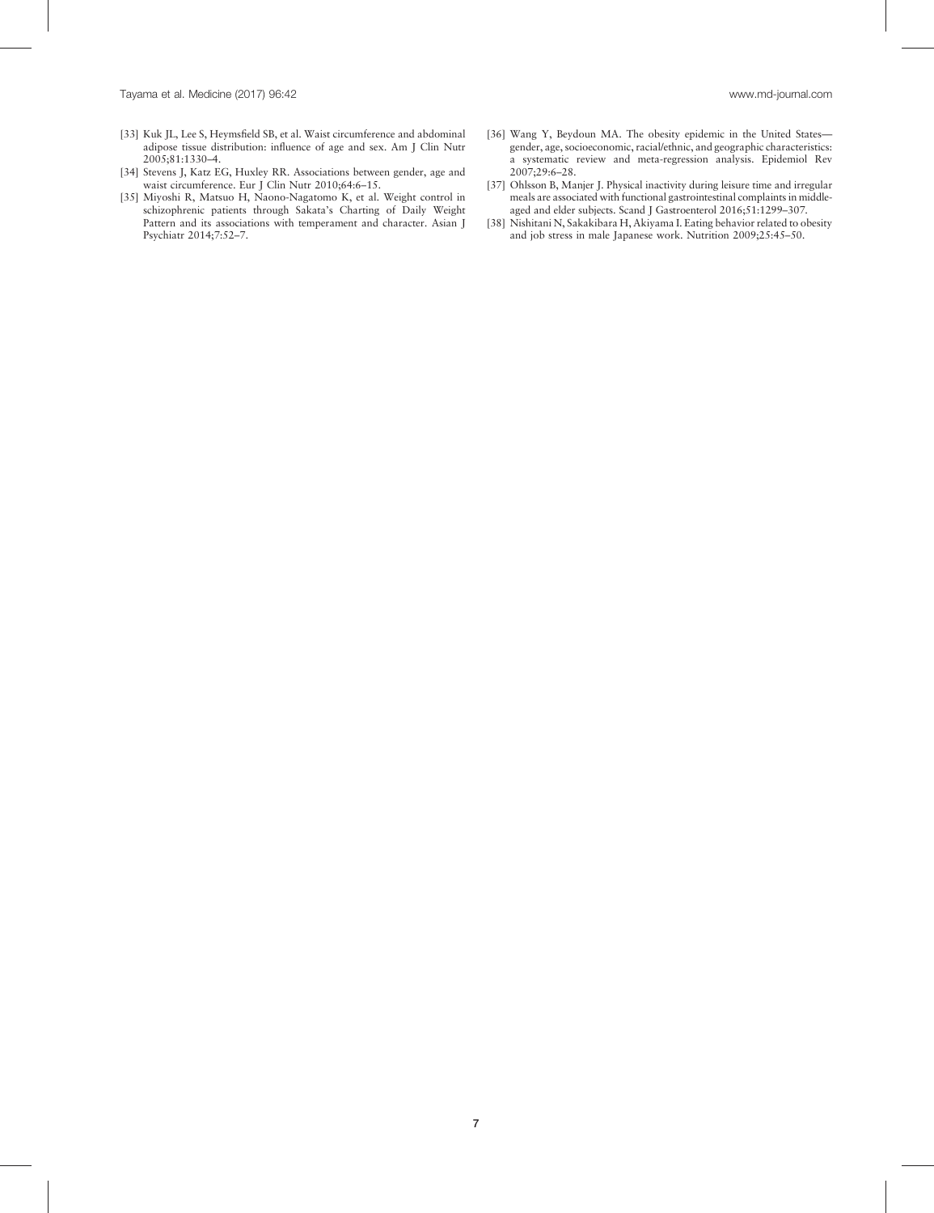[33] Kuk JL, Lee S, Heymsfield SB, et al. Waist circumference and abdominal adipose tissue distribution: influence of age and sex. Am J Clin Nutr 2005;81:1330–4.

[34] Stevens J, Katz EG, Huxley RR. Associations between gender, age and waist circumference. Eur J Clin Nutr 2010;64:6–15.

[35] Miyoshi R, Matsuo H, Naono-Nagatomo K, et al. Weight control in schizophrenic patients through Sakata's Charting of Daily Weight Pattern and its associations with temperament and character. Asian J Psychiatr 2014;7:52–7.

[36] Wang Y, Beydoun MA. The obesity epidemic in the United States—gender, age, socioeconomic, racial/ethnic, and geographic characteristics: a systematic review and meta-regression analysis. Epidemiol Rev 2007;29:6–28.

[37] Ohlsson B, Manjer J. Physical inactivity during leisure time and irregular meals are associated with functional gastrointestinal complaints in middle-aged and elder subjects. Scand J Gastroenterol 2016;51:1299–307.

[38] Nishitani N, Sakakibara H, Akiyama I. Eating behavior related to obesity and job stress in male Japanese work. Nutrition 2009;25:45–50.